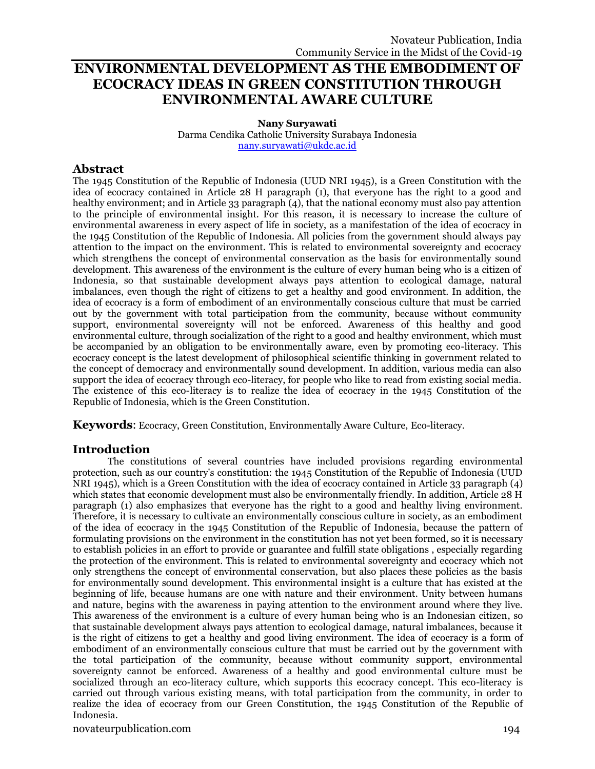# ENVIRONMENTAL DEVELOPMENT AS THE EMBODIMENT OF ECOCRACY IDEAS IN GREEN CONSTITUTION THROUGH ENVIRONMENTAL AWARE CULTURE

**Nany Suryawati**
Darma Cendika Catholic University Surabaya Indonesia
nany.suryawati@ukdc.ac.id

## Abstract

The 1945 Constitution of the Republic of Indonesia (UUD NRI 1945), is a Green Constitution with the idea of ecocracy contained in Article 28 H paragraph (1), that everyone has the right to a good and healthy environment; and in Article 33 paragraph (4), that the national economy must also pay attention to the principle of environmental insight. For this reason, it is necessary to increase the culture of environmental awareness in every aspect of life in society, as a manifestation of the idea of ecocracy in the 1945 Constitution of the Republic of Indonesia. All policies from the government should always pay attention to the impact on the environment. This is related to environmental sovereignty and ecocracy which strengthens the concept of environmental conservation as the basis for environmentally sound development. This awareness of the environment is the culture of every human being who is a citizen of Indonesia, so that sustainable development always pays attention to ecological damage, natural imbalances, even though the right of citizens to get a healthy and good environment. In addition, the idea of ecocracy is a form of embodiment of an environmentally conscious culture that must be carried out by the government with total participation from the community, because without community support, environmental sovereignty will not be enforced. Awareness of this healthy and good environmental culture, through socialization of the right to a good and healthy environment, which must be accompanied by an obligation to be environmentally aware, even by promoting eco-literacy. This ecocracy concept is the latest development of philosophical scientific thinking in government related to the concept of democracy and environmentally sound development. In addition, various media can also support the idea of ecocracy through eco-literacy, for people who like to read from existing social media. The existence of this eco-literacy is to realize the idea of ecocracy in the 1945 Constitution of the Republic of Indonesia, which is the Green Constitution.

**Keywords**: Ecocracy, Green Constitution, Environmentally Aware Culture, Eco-literacy.

## Introduction

The constitutions of several countries have included provisions regarding environmental protection, such as our country's constitution: the 1945 Constitution of the Republic of Indonesia (UUD NRI 1945), which is a Green Constitution with the idea of ecocracy contained in Article 33 paragraph (4) which states that economic development must also be environmentally friendly. In addition, Article 28 H paragraph (1) also emphasizes that everyone has the right to a good and healthy living environment. Therefore, it is necessary to cultivate an environmentally conscious culture in society, as an embodiment of the idea of ecocracy in the 1945 Constitution of the Republic of Indonesia, because the pattern of formulating provisions on the environment in the constitution has not yet been formed, so it is necessary to establish policies in an effort to provide or guarantee and fulfill state obligations , especially regarding the protection of the environment. This is related to environmental sovereignty and ecocracy which not only strengthens the concept of environmental conservation, but also places these policies as the basis for environmentally sound development. This environmental insight is a culture that has existed at the beginning of life, because humans are one with nature and their environment. Unity between humans and nature, begins with the awareness in paying attention to the environment around where they live. This awareness of the environment is a culture of every human being who is an Indonesian citizen, so that sustainable development always pays attention to ecological damage, natural imbalances, because it is the right of citizens to get a healthy and good living environment. The idea of ecocracy is a form of embodiment of an environmentally conscious culture that must be carried out by the government with the total participation of the community, because without community support, environmental sovereignty cannot be enforced. Awareness of a healthy and good environmental culture must be socialized through an eco-literacy culture, which supports this ecocracy concept. This eco-literacy is carried out through various existing means, with total participation from the community, in order to realize the idea of ecocracy from our Green Constitution, the 1945 Constitution of the Republic of Indonesia.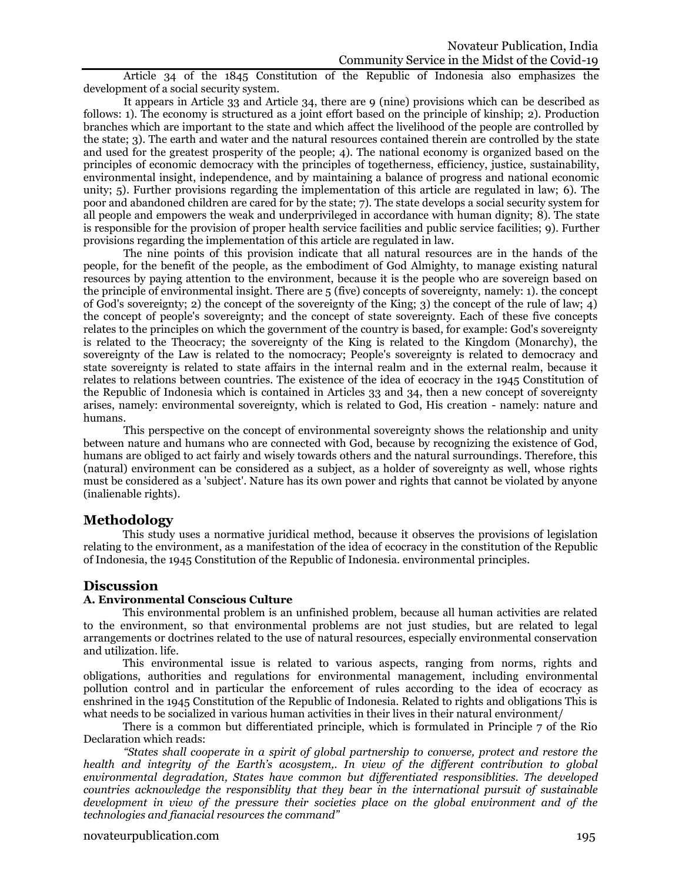Article 34 of the 1845 Constitution of the Republic of Indonesia also emphasizes the development of a social security system.

It appears in Article 33 and Article 34, there are 9 (nine) provisions which can be described as follows: 1). The economy is structured as a joint effort based on the principle of kinship; 2). Production branches which are important to the state and which affect the livelihood of the people are controlled by the state; 3). The earth and water and the natural resources contained therein are controlled by the state and used for the greatest prosperity of the people; 4). The national economy is organized based on the principles of economic democracy with the principles of togetherness, efficiency, justice, sustainability, environmental insight, independence, and by maintaining a balance of progress and national economic unity; 5). Further provisions regarding the implementation of this article are regulated in law; 6). The poor and abandoned children are cared for by the state; 7). The state develops a social security system for all people and empowers the weak and underprivileged in accordance with human dignity; 8). The state is responsible for the provision of proper health service facilities and public service facilities; 9). Further provisions regarding the implementation of this article are regulated in law.

The nine points of this provision indicate that all natural resources are in the hands of the people, for the benefit of the people, as the embodiment of God Almighty, to manage existing natural resources by paying attention to the environment, because it is the people who are sovereign based on the principle of environmental insight. There are 5 (five) concepts of sovereignty, namely: 1). the concept of God's sovereignty; 2) the concept of the sovereignty of the King; 3) the concept of the rule of law; 4) the concept of people's sovereignty; and the concept of state sovereignty. Each of these five concepts relates to the principles on which the government of the country is based, for example: God's sovereignty is related to the Theocracy; the sovereignty of the King is related to the Kingdom (Monarchy), the sovereignty of the Law is related to the nomocracy; People's sovereignty is related to democracy and state sovereignty is related to state affairs in the internal realm and in the external realm, because it relates to relations between countries. The existence of the idea of ecocracy in the 1945 Constitution of the Republic of Indonesia which is contained in Articles 33 and 34, then a new concept of sovereignty arises, namely: environmental sovereignty, which is related to God, His creation - namely: nature and humans.

This perspective on the concept of environmental sovereignty shows the relationship and unity between nature and humans who are connected with God, because by recognizing the existence of God, humans are obliged to act fairly and wisely towards others and the natural surroundings. Therefore, this (natural) environment can be considered as a subject, as a holder of sovereignty as well, whose rights must be considered as a 'subject'. Nature has its own power and rights that cannot be violated by anyone (inalienable rights).

## Methodology

This study uses a normative juridical method, because it observes the provisions of legislation relating to the environment, as a manifestation of the idea of ecocracy in the constitution of the Republic of Indonesia, the 1945 Constitution of the Republic of Indonesia. environmental principles.

## Discussion

### A. Environmental Conscious Culture

This environmental problem is an unfinished problem, because all human activities are related to the environment, so that environmental problems are not just studies, but are related to legal arrangements or doctrines related to the use of natural resources, especially environmental conservation and utilization. life.

This environmental issue is related to various aspects, ranging from norms, rights and obligations, authorities and regulations for environmental management, including environmental pollution control and in particular the enforcement of rules according to the idea of ecocracy as enshrined in the 1945 Constitution of the Republic of Indonesia. Related to rights and obligations This is what needs to be socialized in various human activities in their lives in their natural environment/

There is a common but differentiated principle, which is formulated in Principle 7 of the Rio Declaration which reads:

*"States shall cooperate in a spirit of global partnership to converse, protect and restore the health and integrity of the Earth's acosystem,. In view of the different contribution to global environmental degradation, States have common but differentiated responsiblities. The developed countries acknowledge the responsiblity that they bear in the international pursuit of sustainable development in view of the pressure their societies place on the global environment and of the technologies and fianacial resources the command"*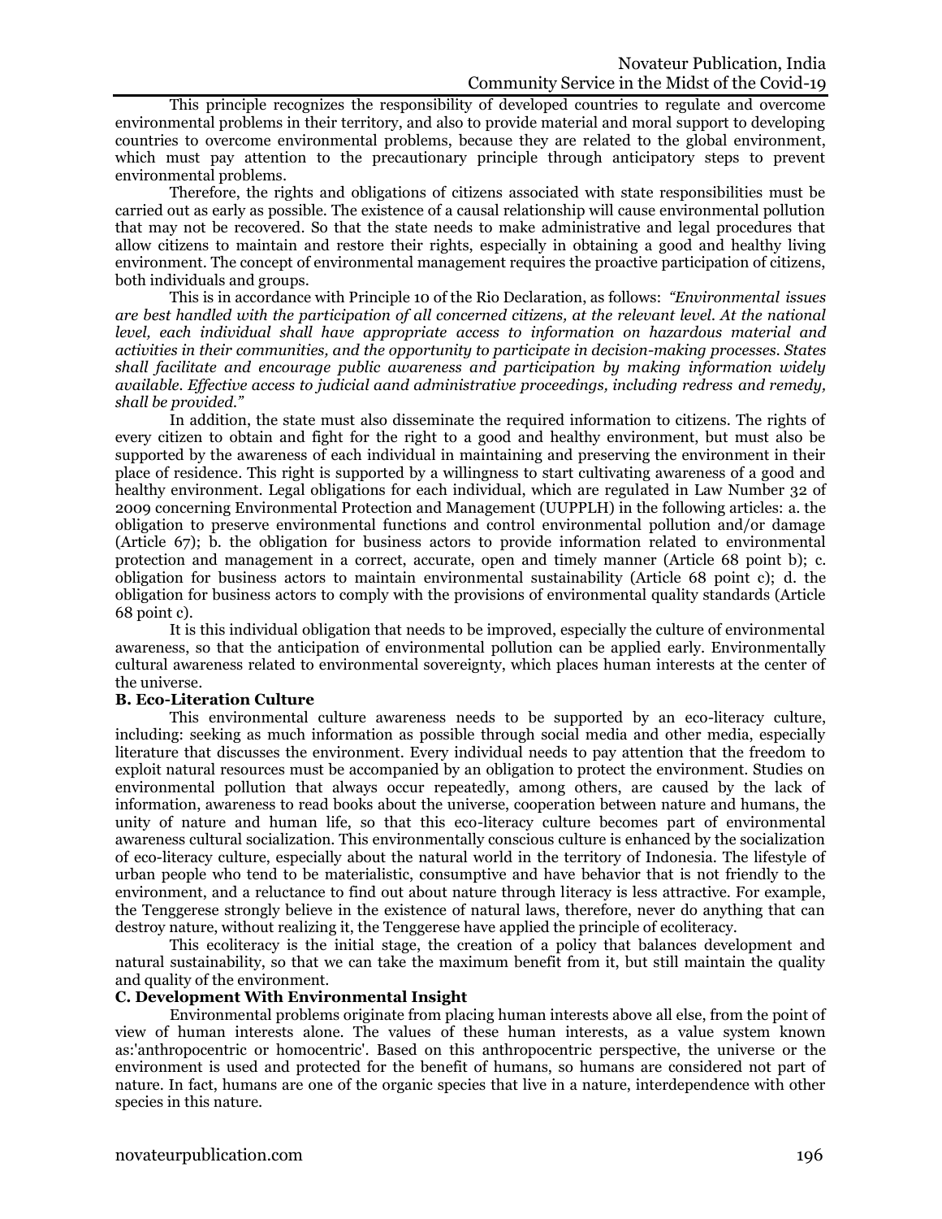This principle recognizes the responsibility of developed countries to regulate and overcome environmental problems in their territory, and also to provide material and moral support to developing countries to overcome environmental problems, because they are related to the global environment, which must pay attention to the precautionary principle through anticipatory steps to prevent environmental problems.

Therefore, the rights and obligations of citizens associated with state responsibilities must be carried out as early as possible. The existence of a causal relationship will cause environmental pollution that may not be recovered. So that the state needs to make administrative and legal procedures that allow citizens to maintain and restore their rights, especially in obtaining a good and healthy living environment. The concept of environmental management requires the proactive participation of citizens, both individuals and groups.

This is in accordance with Principle 10 of the Rio Declaration, as follows: *"Environmental issues are best handled with the participation of all concerned citizens, at the relevant level. At the national level, each individual shall have appropriate access to information on hazardous material and activities in their communities, and the opportunity to participate in decision-making processes. States shall facilitate and encourage public awareness and participation by making information widely available. Effective access to judicial aand administrative proceedings, including redress and remedy, shall be provided."*

In addition, the state must also disseminate the required information to citizens. The rights of every citizen to obtain and fight for the right to a good and healthy environment, but must also be supported by the awareness of each individual in maintaining and preserving the environment in their place of residence. This right is supported by a willingness to start cultivating awareness of a good and healthy environment. Legal obligations for each individual, which are regulated in Law Number 32 of 2009 concerning Environmental Protection and Management (UUPPLH) in the following articles: a. the obligation to preserve environmental functions and control environmental pollution and/or damage (Article 67); b. the obligation for business actors to provide information related to environmental protection and management in a correct, accurate, open and timely manner (Article 68 point b); c. obligation for business actors to maintain environmental sustainability (Article 68 point c); d. the obligation for business actors to comply with the provisions of environmental quality standards (Article 68 point c).

It is this individual obligation that needs to be improved, especially the culture of environmental awareness, so that the anticipation of environmental pollution can be applied early. Environmentally cultural awareness related to environmental sovereignty, which places human interests at the center of the universe.

**B. Eco-Literation Culture**

This environmental culture awareness needs to be supported by an eco-literacy culture, including: seeking as much information as possible through social media and other media, especially literature that discusses the environment. Every individual needs to pay attention that the freedom to exploit natural resources must be accompanied by an obligation to protect the environment. Studies on environmental pollution that always occur repeatedly, among others, are caused by the lack of information, awareness to read books about the universe, cooperation between nature and humans, the unity of nature and human life, so that this eco-literacy culture becomes part of environmental awareness cultural socialization. This environmentally conscious culture is enhanced by the socialization of eco-literacy culture, especially about the natural world in the territory of Indonesia. The lifestyle of urban people who tend to be materialistic, consumptive and have behavior that is not friendly to the environment, and a reluctance to find out about nature through literacy is less attractive. For example, the Tenggerese strongly believe in the existence of natural laws, therefore, never do anything that can destroy nature, without realizing it, the Tenggerese have applied the principle of ecoliteracy.

This ecoliteracy is the initial stage, the creation of a policy that balances development and natural sustainability, so that we can take the maximum benefit from it, but still maintain the quality and quality of the environment.

**C. Development With Environmental Insight**

Environmental problems originate from placing human interests above all else, from the point of view of human interests alone. The values of these human interests, as a value system known as:'anthropocentric or homocentric'. Based on this anthropocentric perspective, the universe or the environment is used and protected for the benefit of humans, so humans are considered not part of nature. In fact, humans are one of the organic species that live in a nature, interdependence with other species in this nature.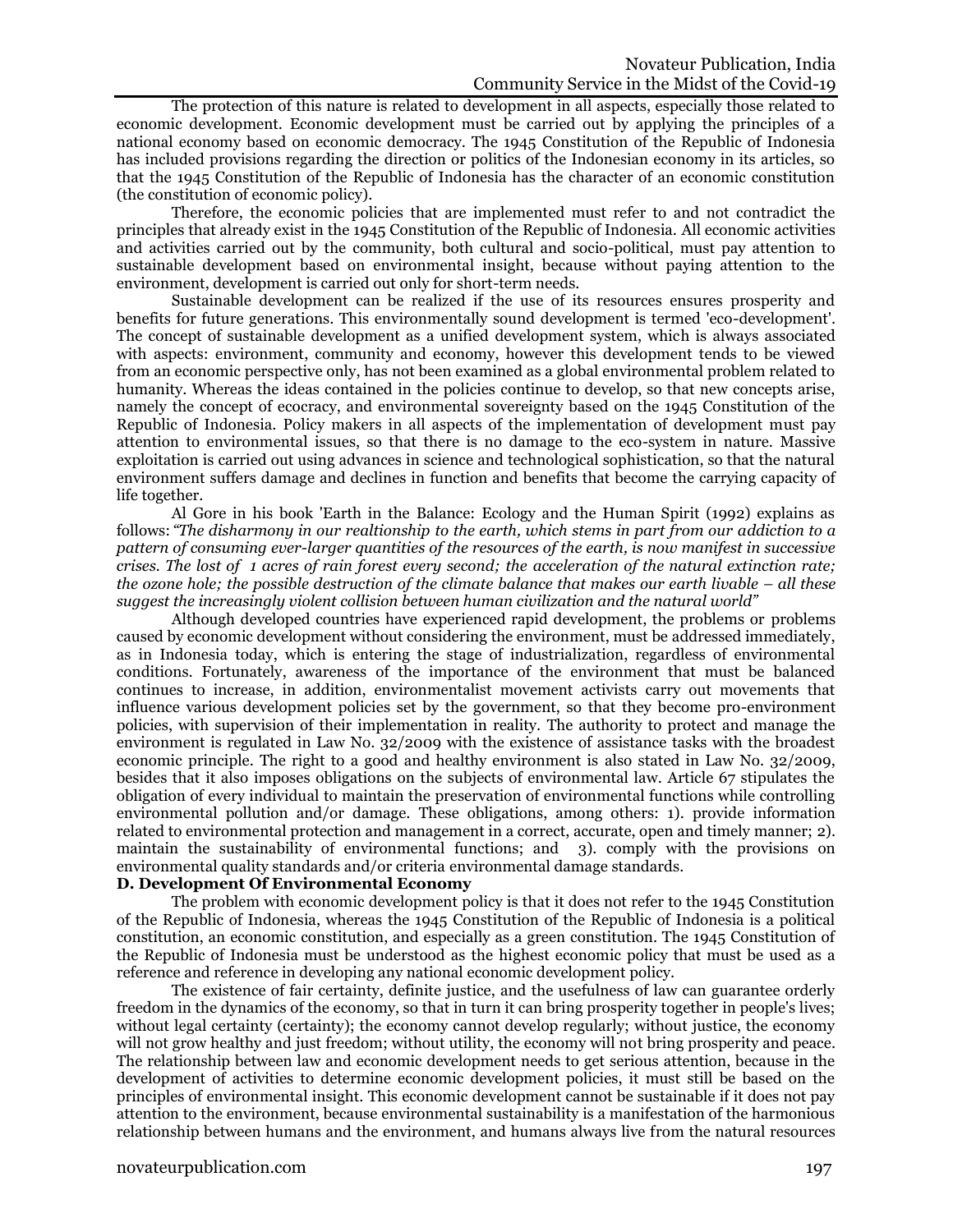The protection of this nature is related to development in all aspects, especially those related to economic development. Economic development must be carried out by applying the principles of a national economy based on economic democracy. The 1945 Constitution of the Republic of Indonesia has included provisions regarding the direction or politics of the Indonesian economy in its articles, so that the 1945 Constitution of the Republic of Indonesia has the character of an economic constitution (the constitution of economic policy).

Therefore, the economic policies that are implemented must refer to and not contradict the principles that already exist in the 1945 Constitution of the Republic of Indonesia. All economic activities and activities carried out by the community, both cultural and socio-political, must pay attention to sustainable development based on environmental insight, because without paying attention to the environment, development is carried out only for short-term needs.

Sustainable development can be realized if the use of its resources ensures prosperity and benefits for future generations. This environmentally sound development is termed 'eco-development'. The concept of sustainable development as a unified development system, which is always associated with aspects: environment, community and economy, however this development tends to be viewed from an economic perspective only, has not been examined as a global environmental problem related to humanity. Whereas the ideas contained in the policies continue to develop, so that new concepts arise, namely the concept of ecocracy, and environmental sovereignty based on the 1945 Constitution of the Republic of Indonesia. Policy makers in all aspects of the implementation of development must pay attention to environmental issues, so that there is no damage to the eco-system in nature. Massive exploitation is carried out using advances in science and technological sophistication, so that the natural environment suffers damage and declines in function and benefits that become the carrying capacity of life together.

Al Gore in his book 'Earth in the Balance: Ecology and the Human Spirit (1992) explains as follows: *"The disharmony in our realtionship to the earth, which stems in part from our addiction to a pattern of consuming ever-larger quantities of the resources of the earth, is now manifest in successive crises. The lost of 1 acres of rain forest every second; the acceleration of the natural extinction rate; the ozone hole; the possible destruction of the climate balance that makes our earth livable – all these suggest the increasingly violent collision between human civilization and the natural world"*

Although developed countries have experienced rapid development, the problems or problems caused by economic development without considering the environment, must be addressed immediately, as in Indonesia today, which is entering the stage of industrialization, regardless of environmental conditions. Fortunately, awareness of the importance of the environment that must be balanced continues to increase, in addition, environmentalist movement activists carry out movements that influence various development policies set by the government, so that they become pro-environment policies, with supervision of their implementation in reality. The authority to protect and manage the environment is regulated in Law No. 32/2009 with the existence of assistance tasks with the broadest economic principle. The right to a good and healthy environment is also stated in Law No. 32/2009, besides that it also imposes obligations on the subjects of environmental law. Article 67 stipulates the obligation of every individual to maintain the preservation of environmental functions while controlling environmental pollution and/or damage. These obligations, among others: 1). provide information related to environmental protection and management in a correct, accurate, open and timely manner; 2). maintain the sustainability of environmental functions; and 3). comply with the provisions on environmental quality standards and/or criteria environmental damage standards.

**D. Development Of Environmental Economy**

The problem with economic development policy is that it does not refer to the 1945 Constitution of the Republic of Indonesia, whereas the 1945 Constitution of the Republic of Indonesia is a political constitution, an economic constitution, and especially as a green constitution. The 1945 Constitution of the Republic of Indonesia must be understood as the highest economic policy that must be used as a reference and reference in developing any national economic development policy.

The existence of fair certainty, definite justice, and the usefulness of law can guarantee orderly freedom in the dynamics of the economy, so that in turn it can bring prosperity together in people's lives; without legal certainty (certainty); the economy cannot develop regularly; without justice, the economy will not grow healthy and just freedom; without utility, the economy will not bring prosperity and peace. The relationship between law and economic development needs to get serious attention, because in the development of activities to determine economic development policies, it must still be based on the principles of environmental insight. This economic development cannot be sustainable if it does not pay attention to the environment, because environmental sustainability is a manifestation of the harmonious relationship between humans and the environment, and humans always live from the natural resources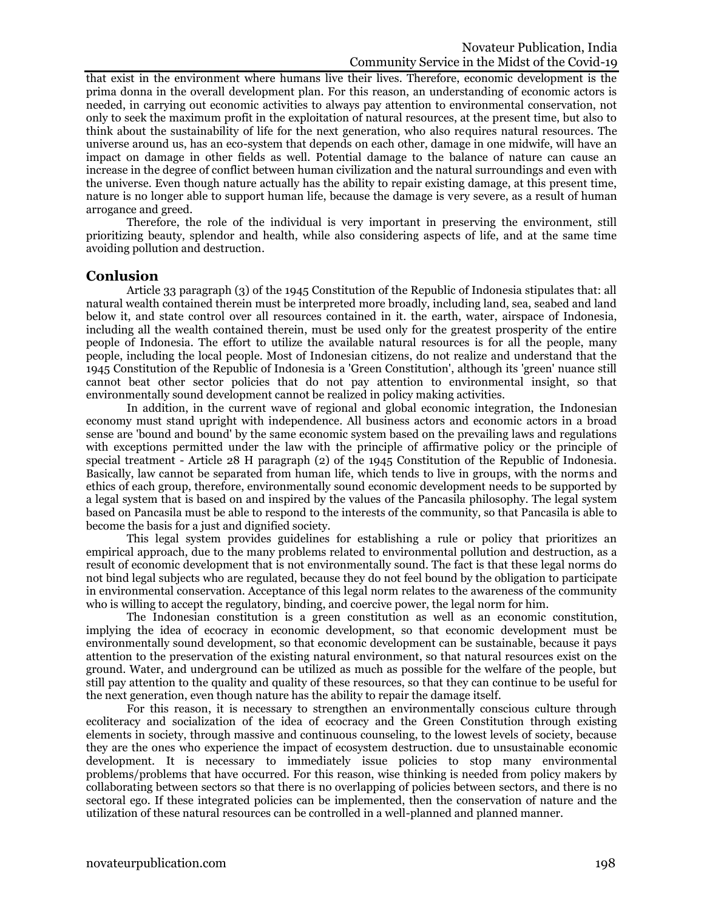that exist in the environment where humans live their lives. Therefore, economic development is the prima donna in the overall development plan. For this reason, an understanding of economic actors is needed, in carrying out economic activities to always pay attention to environmental conservation, not only to seek the maximum profit in the exploitation of natural resources, at the present time, but also to think about the sustainability of life for the next generation, who also requires natural resources. The universe around us, has an eco-system that depends on each other, damage in one midwife, will have an impact on damage in other fields as well. Potential damage to the balance of nature can cause an increase in the degree of conflict between human civilization and the natural surroundings and even with the universe. Even though nature actually has the ability to repair existing damage, at this present time, nature is no longer able to support human life, because the damage is very severe, as a result of human arrogance and greed.

Therefore, the role of the individual is very important in preserving the environment, still prioritizing beauty, splendor and health, while also considering aspects of life, and at the same time avoiding pollution and destruction.

## Conlusion

Article 33 paragraph (3) of the 1945 Constitution of the Republic of Indonesia stipulates that: all natural wealth contained therein must be interpreted more broadly, including land, sea, seabed and land below it, and state control over all resources contained in it. the earth, water, airspace of Indonesia, including all the wealth contained therein, must be used only for the greatest prosperity of the entire people of Indonesia. The effort to utilize the available natural resources is for all the people, many people, including the local people. Most of Indonesian citizens, do not realize and understand that the 1945 Constitution of the Republic of Indonesia is a 'Green Constitution', although its 'green' nuance still cannot beat other sector policies that do not pay attention to environmental insight, so that environmentally sound development cannot be realized in policy making activities.

In addition, in the current wave of regional and global economic integration, the Indonesian economy must stand upright with independence. All business actors and economic actors in a broad sense are 'bound and bound' by the same economic system based on the prevailing laws and regulations with exceptions permitted under the law with the principle of affirmative policy or the principle of special treatment - Article 28 H paragraph (2) of the 1945 Constitution of the Republic of Indonesia. Basically, law cannot be separated from human life, which tends to live in groups, with the norms and ethics of each group, therefore, environmentally sound economic development needs to be supported by a legal system that is based on and inspired by the values of the Pancasila philosophy. The legal system based on Pancasila must be able to respond to the interests of the community, so that Pancasila is able to become the basis for a just and dignified society.

This legal system provides guidelines for establishing a rule or policy that prioritizes an empirical approach, due to the many problems related to environmental pollution and destruction, as a result of economic development that is not environmentally sound. The fact is that these legal norms do not bind legal subjects who are regulated, because they do not feel bound by the obligation to participate in environmental conservation. Acceptance of this legal norm relates to the awareness of the community who is willing to accept the regulatory, binding, and coercive power, the legal norm for him.

The Indonesian constitution is a green constitution as well as an economic constitution, implying the idea of ecocracy in economic development, so that economic development must be environmentally sound development, so that economic development can be sustainable, because it pays attention to the preservation of the existing natural environment, so that natural resources exist on the ground. Water, and underground can be utilized as much as possible for the welfare of the people, but still pay attention to the quality and quality of these resources, so that they can continue to be useful for the next generation, even though nature has the ability to repair the damage itself.

For this reason, it is necessary to strengthen an environmentally conscious culture through ecoliteracy and socialization of the idea of ecocracy and the Green Constitution through existing elements in society, through massive and continuous counseling, to the lowest levels of society, because they are the ones who experience the impact of ecosystem destruction. due to unsustainable economic development. It is necessary to immediately issue policies to stop many environmental problems/problems that have occurred. For this reason, wise thinking is needed from policy makers by collaborating between sectors so that there is no overlapping of policies between sectors, and there is no sectoral ego. If these integrated policies can be implemented, then the conservation of nature and the utilization of these natural resources can be controlled in a well-planned and planned manner.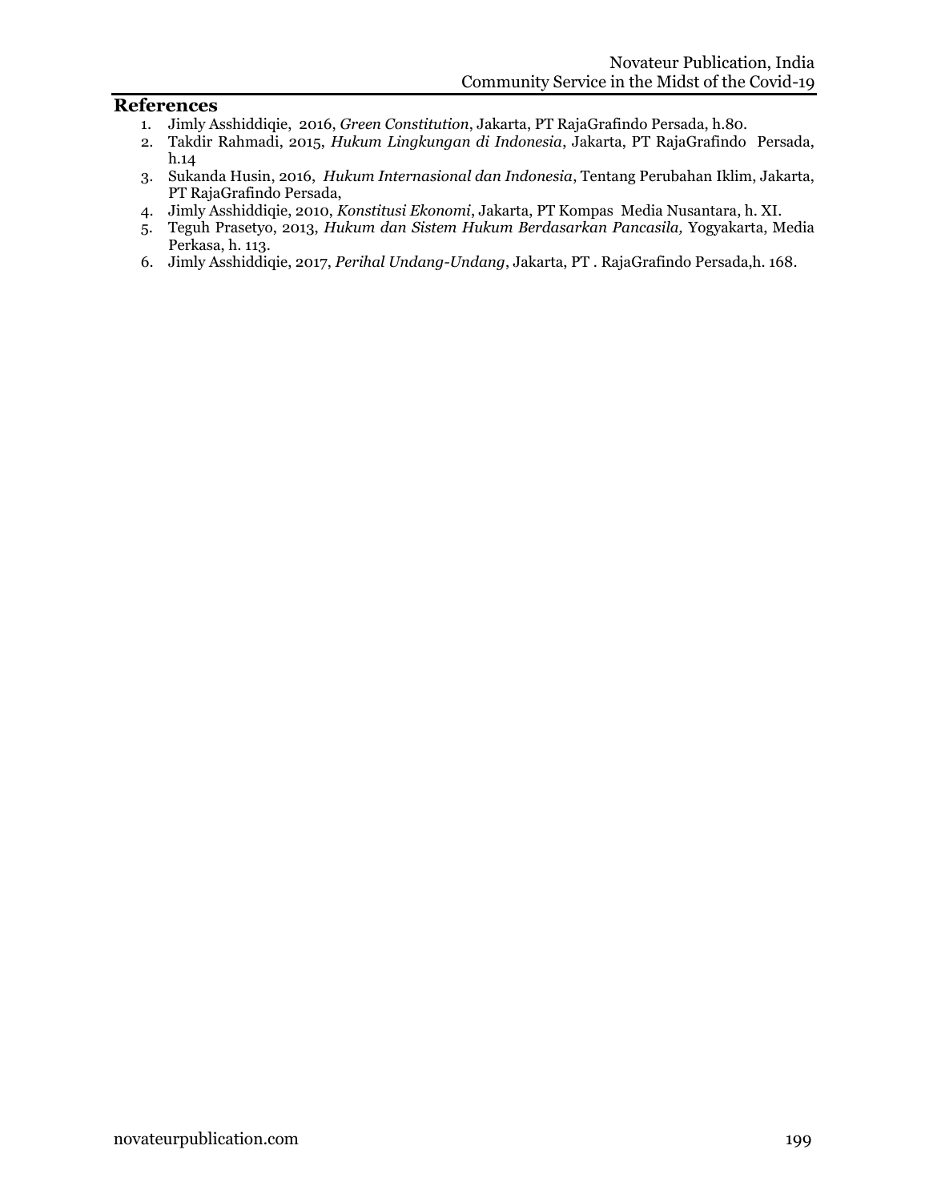## References

1. Jimly Asshiddiqie, 2016, *Green Constitution*, Jakarta, PT RajaGrafindo Persada, h.80.
2. Takdir Rahmadi, 2015, *Hukum Lingkungan di Indonesia*, Jakarta, PT RajaGrafindo Persada, h.14
3. Sukanda Husin, 2016, *Hukum Internasional dan Indonesia*, Tentang Perubahan Iklim, Jakarta, PT RajaGrafindo Persada,
4. Jimly Asshiddiqie, 2010, *Konstitusi Ekonomi*, Jakarta, PT Kompas Media Nusantara, h. XI.
5. Teguh Prasetyo, 2013, *Hukum dan Sistem Hukum Berdasarkan Pancasila,* Yogyakarta, Media Perkasa, h. 113.
6. Jimly Asshiddiqie, 2017, *Perihal Undang-Undang*, Jakarta, PT . RajaGrafindo Persada,h. 168.